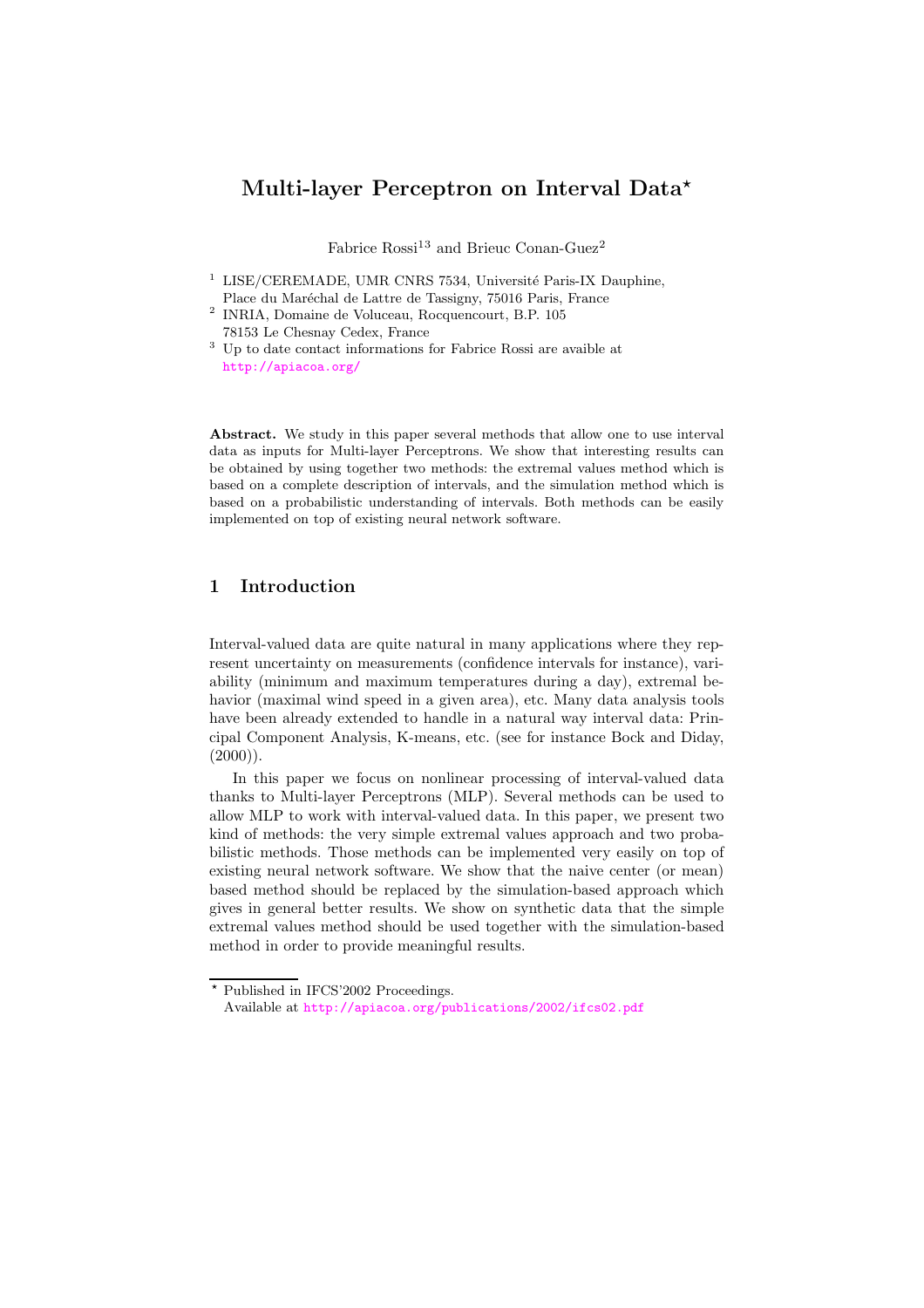# Multi-layer Perceptron on Interval Data*

Fabrice Rossi[1,3] and Brieuc Conan-Guez[2]

[1] LISE/CEREMADE, UMR CNRS 7534, Université Paris-IX Dauphine, Place du Maréchal de Lattre de Tassigny, 75016 Paris, France

[2] INRIA, Domaine de Voluceau, Rocquencourt, B.P. 105 78153 Le Chesnay Cedex, France

[3] Up to date contact informations for Fabrice Rossi are avaible at http://apiacoa.org/

**Abstract.** We study in this paper several methods that allow one to use interval data as inputs for Multi-layer Perceptrons. We show that interesting results can be obtained by using together two methods: the extremal values method which is based on a complete description of intervals, and the simulation method which is based on a probabilistic understanding of intervals. Both methods can be easily implemented on top of existing neural network software.

## 1 Introduction

Interval-valued data are quite natural in many applications where they represent uncertainty on measurements (confidence intervals for instance), variability (minimum and maximum temperatures during a day), extremal behavior (maximal wind speed in a given area), etc. Many data analysis tools have been already extended to handle in a natural way interval data: Principal Component Analysis, K-means, etc. (see for instance Bock and Diday, (2000)).

In this paper we focus on nonlinear processing of interval-valued data thanks to Multi-layer Perceptrons (MLP). Several methods can be used to allow MLP to work with interval-valued data. In this paper, we present two kind of methods: the very simple extremal values approach and two probabilistic methods. Those methods can be implemented very easily on top of existing neural network software. We show that the naive center (or mean) based method should be replaced by the simulation-based approach which gives in general better results. We show on synthetic data that the simple extremal values method should be used together with the simulation-based method in order to provide meaningful results.

* Published in IFCS'2002 Proceedings. Available at http://apiacoa.org/publications/2002/ifcs02.pdf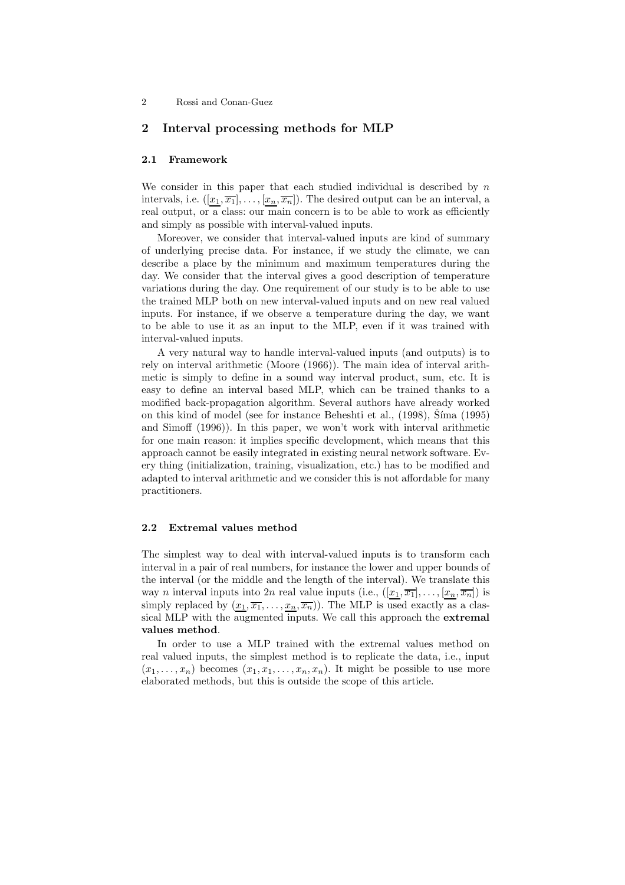## 2 Interval processing methods for MLP

### 2.1 Framework

We consider in this paper that each studied individual is described by $n$ intervals, i.e. $([\underline{x_1}, \overline{x_1}], \ldots, [\underline{x_n}, \overline{x_n}])$. The desired output can be an interval, a real output, or a class: our main concern is to be able to work as efficiently and simply as possible with interval-valued inputs.

Moreover, we consider that interval-valued inputs are kind of summary of underlying precise data. For instance, if we study the climate, we can describe a place by the minimum and maximum temperatures during the day. We consider that the interval gives a good description of temperature variations during the day. One requirement of our study is to be able to use the trained MLP both on new interval-valued inputs and on new real valued inputs. For instance, if we observe a temperature during the day, we want to be able to use it as an input to the MLP, even if it was trained with interval-valued inputs.

A very natural way to handle interval-valued inputs (and outputs) is to rely on interval arithmetic (Moore (1966)). The main idea of interval arithmetic is simply to define in a sound way interval product, sum, etc. It is easy to define an interval based MLP, which can be trained thanks to a modified back-propagation algorithm. Several authors have already worked on this kind of model (see for instance Beheshti et al., (1998), Šíma (1995) and Simoff (1996)). In this paper, we won't work with interval arithmetic for one main reason: it implies specific development, which means that this approach cannot be easily integrated in existing neural network software. Every thing (initialization, training, visualization, etc.) has to be modified and adapted to interval arithmetic and we consider this is not affordable for many practitioners.

### 2.2 Extremal values method

The simplest way to deal with interval-valued inputs is to transform each interval in a pair of real numbers, for instance the lower and upper bounds of the interval (or the middle and the length of the interval). We translate this way $n$ interval inputs into $2n$ real value inputs (i.e., $([\underline{x_1}, \overline{x_1}], \ldots, [\underline{x_n}, \overline{x_n}])$ is simply replaced by $(\underline{x_1}, \overline{x_1}, \ldots, \underline{x_n}, \overline{x_n})$). The MLP is used exactly as a classical MLP with the augmented inputs. We call this approach the **extremal values method**.

In order to use a MLP trained with the extremal values method on real valued inputs, the simplest method is to replicate the data, i.e., input $(x_1, \ldots, x_n)$ becomes $(x_1, x_1, \ldots, x_n, x_n)$. It might be possible to use more elaborated methods, but this is outside the scope of this article.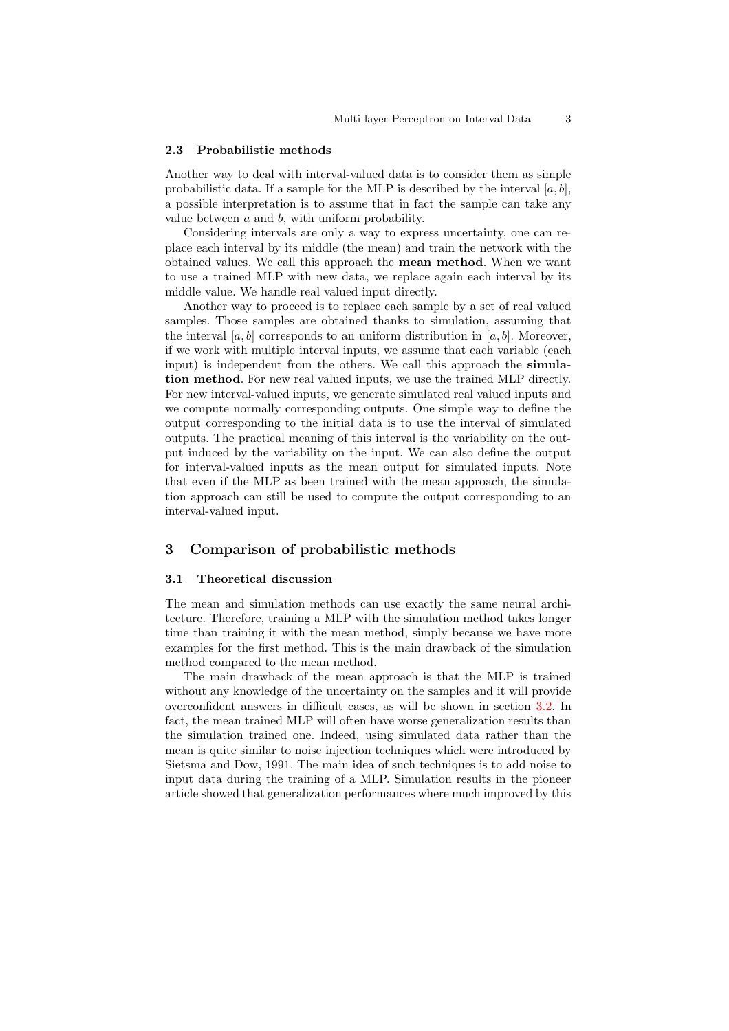### 2.3 Probabilistic methods

Another way to deal with interval-valued data is to consider them as simple probabilistic data. If a sample for the MLP is described by the interval $[a, b]$, a possible interpretation is to assume that in fact the sample can take any value between $a$ and $b$, with uniform probability.

Considering intervals are only a way to express uncertainty, one can replace each interval by its middle (the mean) and train the network with the obtained values. We call this approach the **mean method**. When we want to use a trained MLP with new data, we replace again each interval by its middle value. We handle real valued input directly.

Another way to proceed is to replace each sample by a set of real valued samples. Those samples are obtained thanks to simulation, assuming that the interval $[a, b]$ corresponds to an uniform distribution in $[a, b]$. Moreover, if we work with multiple interval inputs, we assume that each variable (each input) is independent from the others. We call this approach the **simulation method**. For new real valued inputs, we use the trained MLP directly. For new interval-valued inputs, we generate simulated real valued inputs and we compute normally corresponding outputs. One simple way to define the output corresponding to the initial data is to use the interval of simulated outputs. The practical meaning of this interval is the variability on the output induced by the variability on the input. We can also define the output for interval-valued inputs as the mean output for simulated inputs. Note that even if the MLP as been trained with the mean approach, the simulation approach can still be used to compute the output corresponding to an interval-valued input.

## 3 Comparison of probabilistic methods

### 3.1 Theoretical discussion

The mean and simulation methods can use exactly the same neural architecture. Therefore, training a MLP with the simulation method takes longer time than training it with the mean method, simply because we have more examples for the first method. This is the main drawback of the simulation method compared to the mean method.

The main drawback of the mean approach is that the MLP is trained without any knowledge of the uncertainty on the samples and it will provide overconfident answers in difficult cases, as will be shown in section 3.2. In fact, the mean trained MLP will often have worse generalization results than the simulation trained one. Indeed, using simulated data rather than the mean is quite similar to noise injection techniques which were introduced by Sietsma and Dow, 1991. The main idea of such techniques is to add noise to input data during the training of a MLP. Simulation results in the pioneer article showed that generalization performances where much improved by this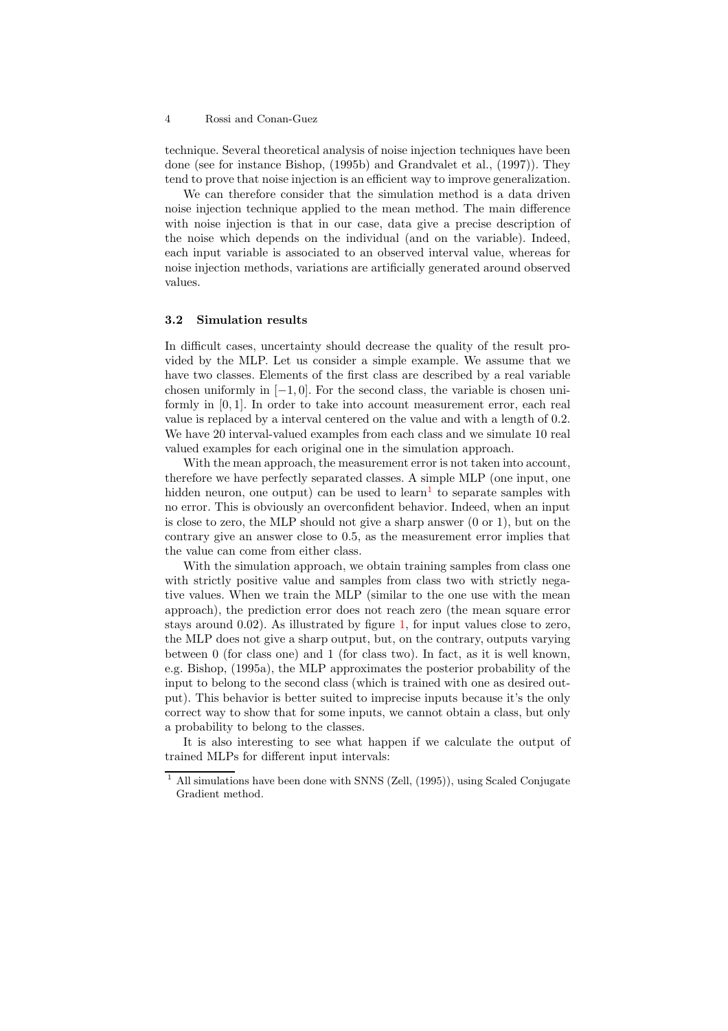technique. Several theoretical analysis of noise injection techniques have been done (see for instance Bishop, (1995b) and Grandvalet et al., (1997)). They tend to prove that noise injection is an efficient way to improve generalization.

We can therefore consider that the simulation method is a data driven noise injection technique applied to the mean method. The main difference with noise injection is that in our case, data give a precise description of the noise which depends on the individual (and on the variable). Indeed, each input variable is associated to an observed interval value, whereas for noise injection methods, variations are artificially generated around observed values.

### 3.2 Simulation results

In difficult cases, uncertainty should decrease the quality of the result provided by the MLP. Let us consider a simple example. We assume that we have two classes. Elements of the first class are described by a real variable chosen uniformly in $[-1, 0]$. For the second class, the variable is chosen uniformly in $[0, 1]$. In order to take into account measurement error, each real value is replaced by a interval centered on the value and with a length of 0.2. We have 20 interval-valued examples from each class and we simulate 10 real valued examples for each original one in the simulation approach.

With the mean approach, the measurement error is not taken into account, therefore we have perfectly separated classes. A simple MLP (one input, one hidden neuron, one output) can be used to learn[1] to separate samples with no error. This is obviously an overconfident behavior. Indeed, when an input is close to zero, the MLP should not give a sharp answer (0 or 1), but on the contrary give an answer close to 0.5, as the measurement error implies that the value can come from either class.

With the simulation approach, we obtain training samples from class one with strictly positive value and samples from class two with strictly negative values. When we train the MLP (similar to the one use with the mean approach), the prediction error does not reach zero (the mean square error stays around 0.02). As illustrated by figure 1, for input values close to zero, the MLP does not give a sharp output, but, on the contrary, outputs varying between 0 (for class one) and 1 (for class two). In fact, as it is well known, e.g. Bishop, (1995a), the MLP approximates the posterior probability of the input to belong to the second class (which is trained with one as desired output). This behavior is better suited to imprecise inputs because it's the only correct way to show that for some inputs, we cannot obtain a class, but only a probability to belong to the classes.

It is also interesting to see what happen if we calculate the output of trained MLPs for different input intervals:

[1] All simulations have been done with SNNS (Zell, (1995)), using Scaled Conjugate Gradient method.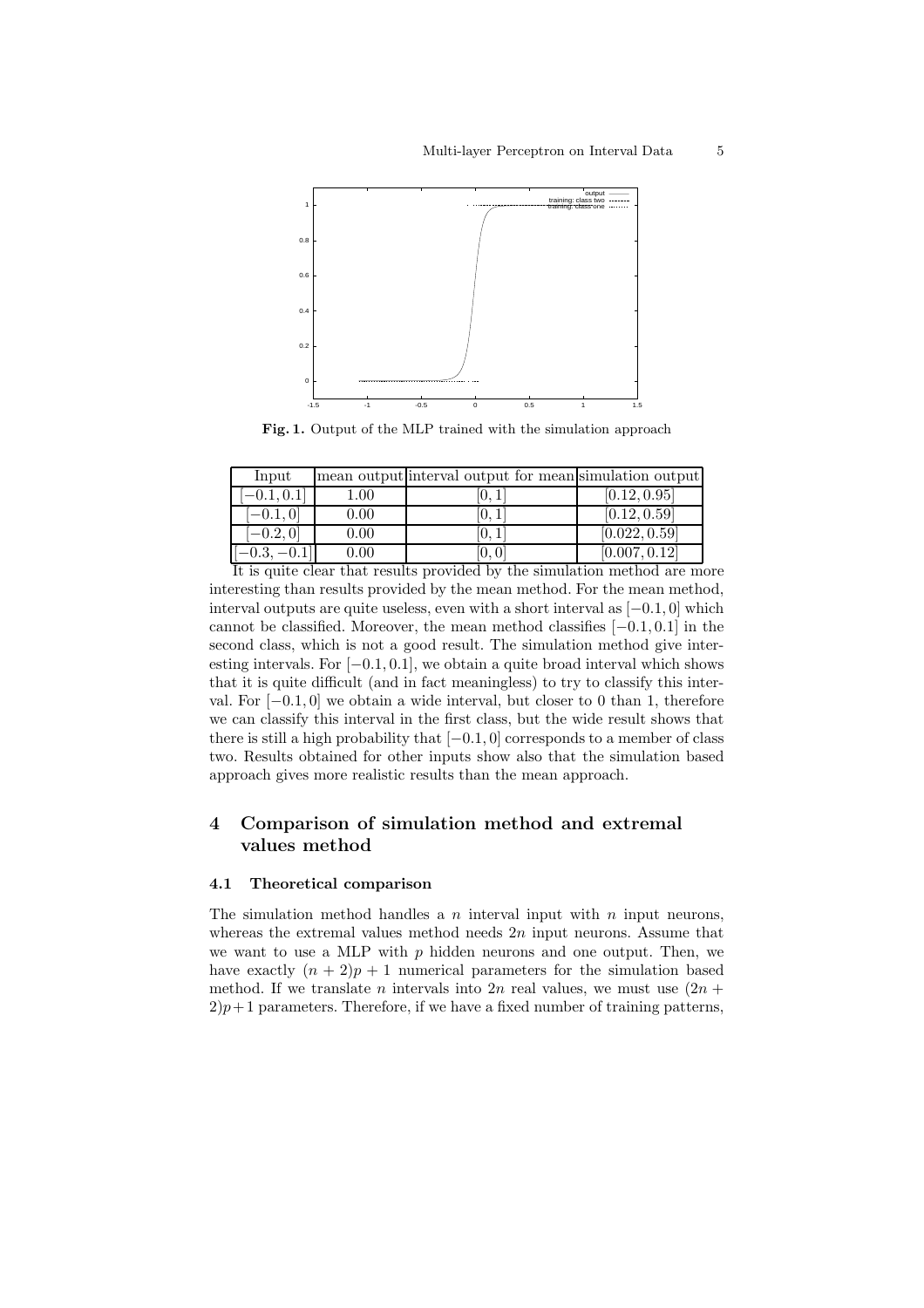Fig. 1. Output of the MLP trained with the simulation approach

| Input | mean output | interval output for mean | simulation output |
|---|---|---|---|
| $[-0.1, 0.1]$ | 1.00 | $[0, 1]$ | $[0.12, 0.95]$ |
| $[-0.1, 0]$ | 0.00 | $[0, 1]$ | $[0.12, 0.59]$ |
| $[-0.2, 0]$ | 0.00 | $[0, 1]$ | $[0.022, 0.59]$ |
| $[-0.3, -0.1]$ | 0.00 | $[0, 0]$ | $[0.007, 0.12]$ |

It is quite clear that results provided by the simulation method are more interesting than results provided by the mean method. For the mean method, interval outputs are quite useless, even with a short interval as $[-0.1, 0]$ which cannot be classified. Moreover, the mean method classifies $[-0.1, 0.1]$ in the second class, which is not a good result. The simulation method give interesting intervals. For $[-0.1, 0.1]$, we obtain a quite broad interval which shows that it is quite difficult (and in fact meaningless) to try to classify this interval. For $[-0.1, 0]$ we obtain a wide interval, but closer to 0 than 1, therefore we can classify this interval in the first class, but the wide result shows that there is still a high probability that $[-0.1, 0]$ corresponds to a member of class two. Results obtained for other inputs show also that the simulation based approach gives more realistic results than the mean approach.

## 4 Comparison of simulation method and extremal values method

### 4.1 Theoretical comparison

The simulation method handles a $n$ interval input with $n$ input neurons, whereas the extremal values method needs $2n$ input neurons. Assume that we want to use a MLP with $p$ hidden neurons and one output. Then, we have exactly $(n + 2)p + 1$ numerical parameters for the simulation based method. If we translate $n$ intervals into $2n$ real values, we must use $(2n + 2)p + 1$ parameters. Therefore, if we have a fixed number of training patterns,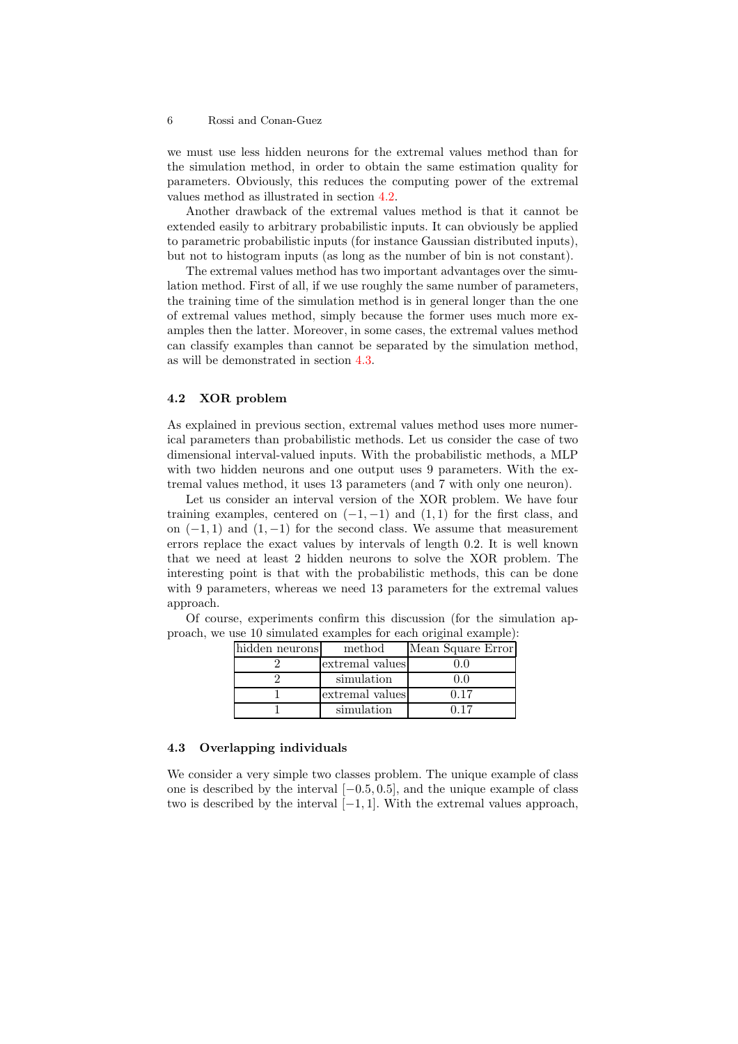we must use less hidden neurons for the extremal values method than for the simulation method, in order to obtain the same estimation quality for parameters. Obviously, this reduces the computing power of the extremal values method as illustrated in section 4.2.

Another drawback of the extremal values method is that it cannot be extended easily to arbitrary probabilistic inputs. It can obviously be applied to parametric probabilistic inputs (for instance Gaussian distributed inputs), but not to histogram inputs (as long as the number of bin is not constant).

The extremal values method has two important advantages over the simulation method. First of all, if we use roughly the same number of parameters, the training time of the simulation method is in general longer than the one of extremal values method, simply because the former uses much more examples then the latter. Moreover, in some cases, the extremal values method can classify examples than cannot be separated by the simulation method, as will be demonstrated in section 4.3.

### 4.2 XOR problem

As explained in previous section, extremal values method uses more numerical parameters than probabilistic methods. Let us consider the case of two dimensional interval-valued inputs. With the probabilistic methods, a MLP with two hidden neurons and one output uses 9 parameters. With the extremal values method, it uses 13 parameters (and 7 with only one neuron).

Let us consider an interval version of the XOR problem. We have four training examples, centered on $(-1,-1)$ and $(1,1)$ for the first class, and on $(-1,1)$ and $(1,-1)$ for the second class. We assume that measurement errors replace the exact values by intervals of length 0.2. It is well known that we need at least 2 hidden neurons to solve the XOR problem. The interesting point is that with the probabilistic methods, this can be done with 9 parameters, whereas we need 13 parameters for the extremal values approach.

Of course, experiments confirm this discussion (for the simulation approach, we use 10 simulated examples for each original example):

| hidden neurons | method | Mean Square Error |
|---|---|---|
| 2 | extremal values | 0.0 |
| 2 | simulation | 0.0 |
| 1 | extremal values | 0.17 |
| 1 | simulation | 0.17 |

### 4.3 Overlapping individuals

We consider a very simple two classes problem. The unique example of class one is described by the interval $[-0.5, 0.5]$, and the unique example of class two is described by the interval $[-1, 1]$. With the extremal values approach,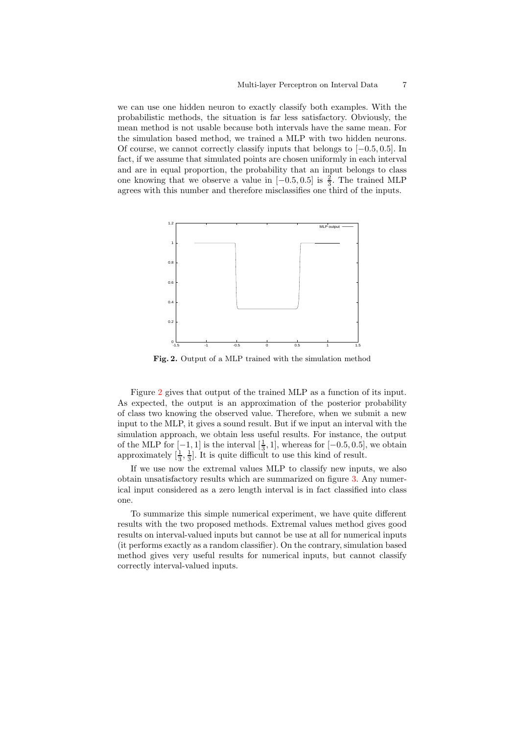we can use one hidden neuron to exactly classify both examples. With the probabilistic methods, the situation is far less satisfactory. Obviously, the mean method is not usable because both intervals have the same mean. For the simulation based method, we trained a MLP with two hidden neurons. Of course, we cannot correctly classify inputs that belongs to $[-0.5, 0.5]$. In fact, if we assume that simulated points are chosen uniformly in each interval and are in equal proportion, the probability that an input belongs to class one knowing that we observe a value in $[-0.5, 0.5]$ is $\frac{2}{3}$. The trained MLP agrees with this number and therefore misclassifies one third of the inputs.

**Fig. 2.** Output of a MLP trained with the simulation method

Figure 2 gives that output of the trained MLP as a function of its input. As expected, the output is an approximation of the posterior probability of class two knowing the observed value. Therefore, when we submit a new input to the MLP, it gives a sound result. But if we input an interval with the simulation approach, we obtain less useful results. For instance, the output of the MLP for $[-1, 1]$ is the interval $[\frac{1}{3}, 1]$, whereas for $[-0.5, 0.5]$, we obtain approximately $[\frac{1}{3}, \frac{1}{3}]$. It is quite difficult to use this kind of result.

If we use now the extremal values MLP to classify new inputs, we also obtain unsatisfactory results which are summarized on figure 3. Any numerical input considered as a zero length interval is in fact classified into class one.

To summarize this simple numerical experiment, we have quite different results with the two proposed methods. Extremal values method gives good results on interval-valued inputs but cannot be use at all for numerical inputs (it performs exactly as a random classifier). On the contrary, simulation based method gives very useful results for numerical inputs, but cannot classify correctly interval-valued inputs.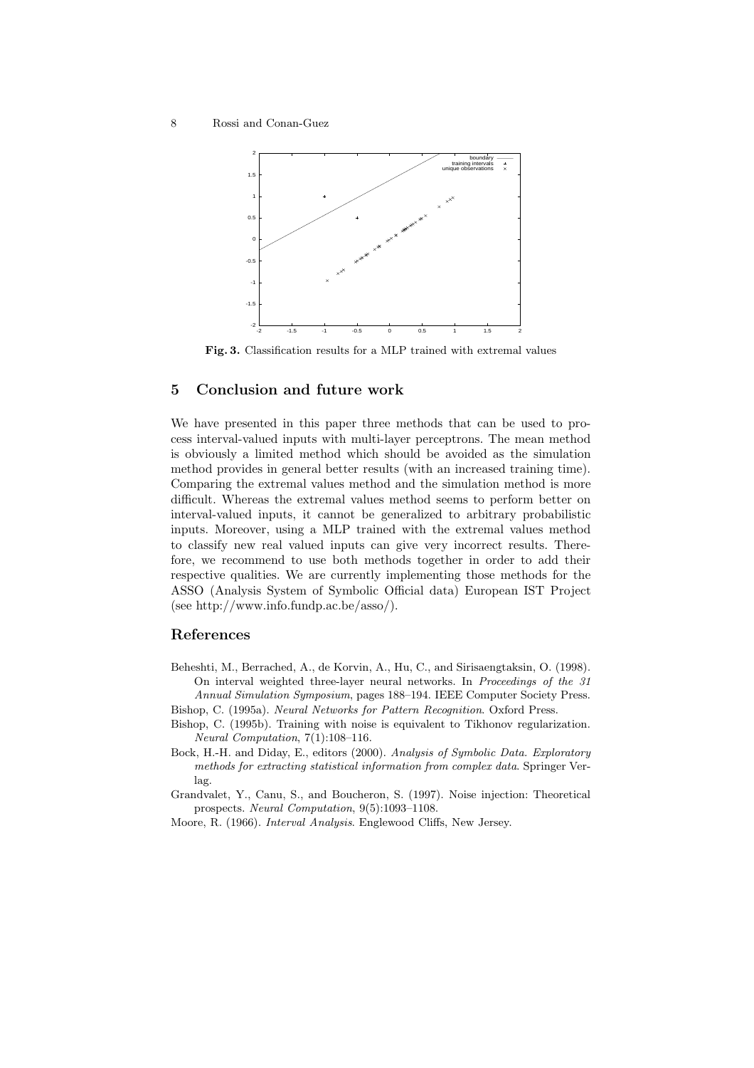**Fig. 3.** Classification results for a MLP trained with extremal values

## 5 Conclusion and future work

We have presented in this paper three methods that can be used to process interval-valued inputs with multi-layer perceptrons. The mean method is obviously a limited method which should be avoided as the simulation method provides in general better results (with an increased training time). Comparing the extremal values method and the simulation method is more difficult. Whereas the extremal values method seems to perform better on interval-valued inputs, it cannot be generalized to arbitrary probabilistic inputs. Moreover, using a MLP trained with the extremal values method to classify new real valued inputs can give very incorrect results. Therefore, we recommend to use both methods together in order to add their respective qualities. We are currently implementing those methods for the ASSO (Analysis System of Symbolic Official data) European IST Project (see http://www.info.fundp.ac.be/asso/).

## References

Beheshti, M., Berrached, A., de Korvin, A., Hu, C., and Sirisaengtaksin, O. (1998). On interval weighted three-layer neural networks. In *Proceedings of the 31 Annual Simulation Symposium*, pages 188–194. IEEE Computer Society Press.

Bishop, C. (1995a). *Neural Networks for Pattern Recognition*. Oxford Press.

Bishop, C. (1995b). Training with noise is equivalent to Tikhonov regularization. *Neural Computation*, 7(1):108–116.

Bock, H.-H. and Diday, E., editors (2000). *Analysis of Symbolic Data. Exploratory methods for extracting statistical information from complex data*. Springer Verlag.

Grandvalet, Y., Canu, S., and Boucheron, S. (1997). Noise injection: Theoretical prospects. *Neural Computation*, 9(5):1093–1108.

Moore, R. (1966). *Interval Analysis*. Englewood Cliffs, New Jersey.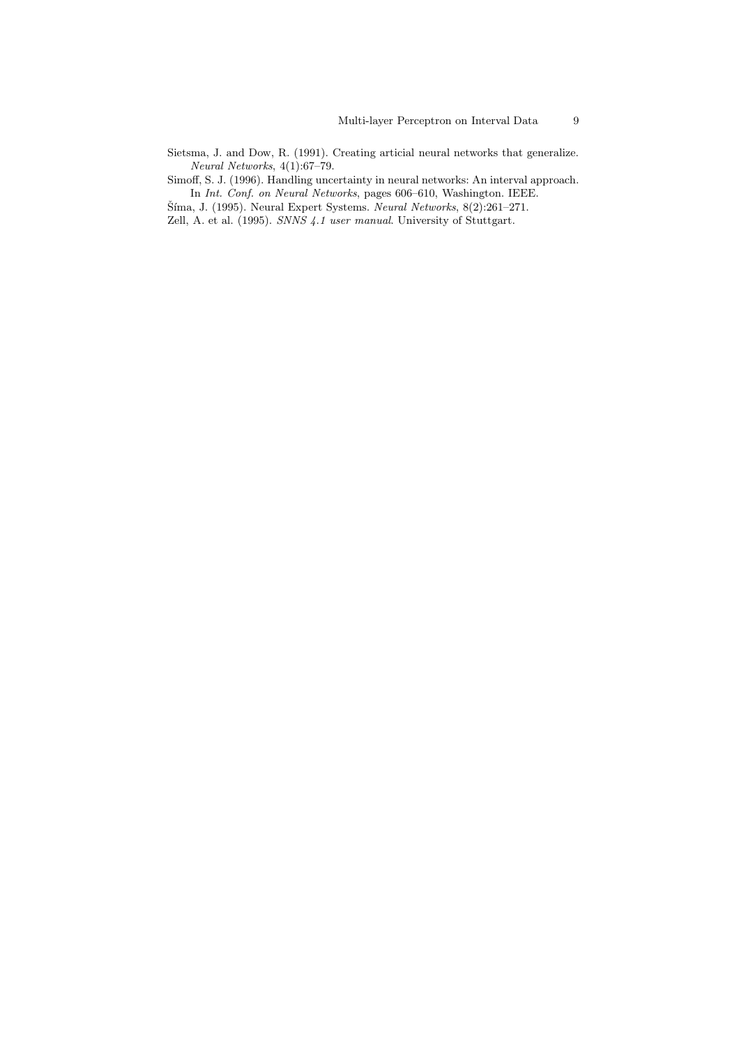Sietsma, J. and Dow, R. (1991). Creating articial neural networks that generalize. *Neural Networks*, 4(1):67–79.

Simoff, S. J. (1996). Handling uncertainty in neural networks: An interval approach. In *Int. Conf. on Neural Networks*, pages 606–610, Washington. IEEE.

Šíma, J. (1995). Neural Expert Systems. *Neural Networks*, 8(2):261–271.

Zell, A. et al. (1995). *SNNS 4.1 user manual*. University of Stuttgart.